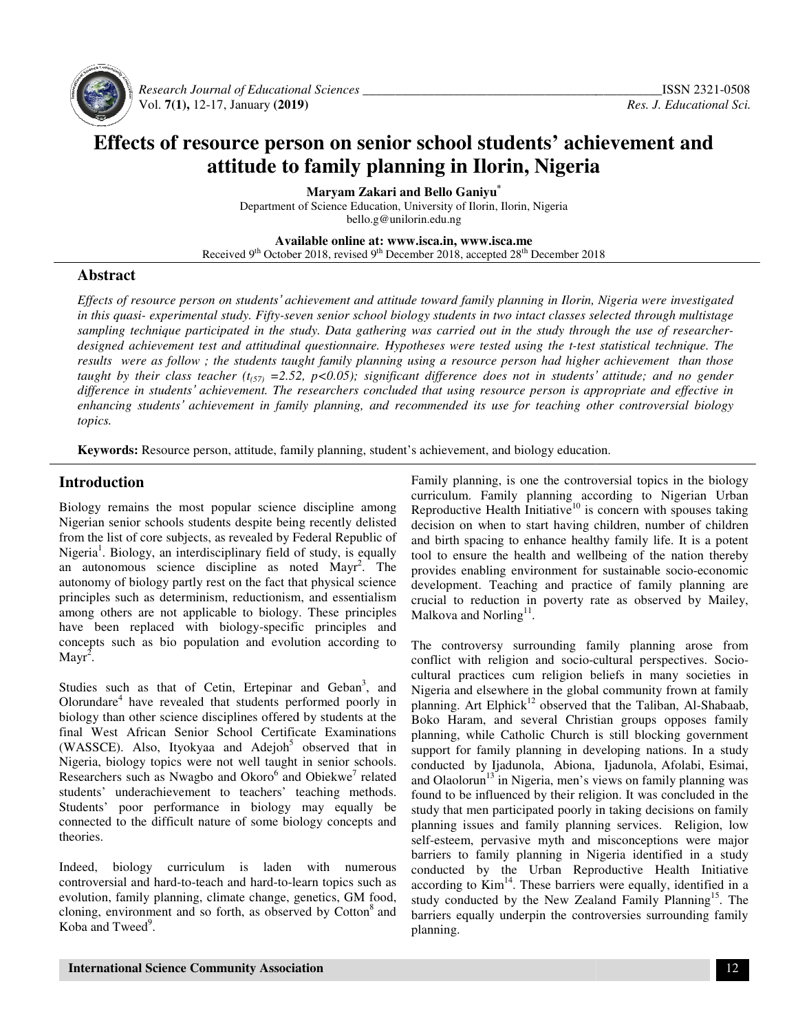# Effects of resource person on senior school students' achievement and attitude to family planning in Ilorin, Nigeria

**Maryam Zakari and Bello Ganiyu***

Department of Science Education, University of Ilorin, Ilorin, Nigeria
bello.g@unilorin.edu.ng

**Available online at: www.isca.in, www.isca.me**
Received 9th October 2018, revised 9th December 2018, accepted 28th December 2018

## Abstract

*Effects of resource person on students' achievement and attitude toward family planning in Ilorin, Nigeria were investigated in this quasi- experimental study. Fifty-seven senior school biology students in two intact classes selected through multistage sampling technique participated in the study. Data gathering was carried out in the study through the use of researcher-designed achievement test and attitudinal questionnaire. Hypotheses were tested using the t-test statistical technique. The results were as follow ; the students taught family planning using a resource person had higher achievement than those taught by their class teacher ($t_{(57)}$ =2.52, $p$<0.05); significant difference does not in students' attitude; and no gender difference in students' achievement. The researchers concluded that using resource person is appropriate and effective in enhancing students' achievement in family planning, and recommended its use for teaching other controversial biology topics.*

**Keywords:** Resource person, attitude, family planning, student's achievement, and biology education.

## Introduction

Biology remains the most popular science discipline among Nigerian senior schools students despite being recently delisted from the list of core subjects, as revealed by Federal Republic of Nigeria[1]. Biology, an interdisciplinary field of study, is equally an autonomous science discipline as noted Mayr[2]. The autonomy of biology partly rest on the fact that physical science principles such as determinism, reductionism, and essentialism among others are not applicable to biology. These principles have been replaced with biology-specific principles and concepts such as bio population and evolution according to Mayr[2].

Studies such as that of Cetin, Ertepinar and Geban[3], and Olorundare[4] have revealed that students performed poorly in biology than other science disciplines offered by students at the final West African Senior School Certificate Examinations (WASSCE). Also, Ityokyaa and Adejoh[5] observed that in Nigeria, biology topics were not well taught in senior schools. Researchers such as Nwagbo and Okoro[6] and Obiekwe[7] related students' underachievement to teachers' teaching methods. Students' poor performance in biology may equally be connected to the difficult nature of some biology concepts and theories.

Indeed, biology curriculum is laden with numerous controversial and hard-to-teach and hard-to-learn topics such as evolution, family planning, climate change, genetics, GM food, cloning, environment and so forth, as observed by Cotton[8] and Koba and Tweed[9].

Family planning, is one the controversial topics in the biology curriculum. Family planning according to Nigerian Urban Reproductive Health Initiative[10] is concern with spouses taking decision on when to start having children, number of children and birth spacing to enhance healthy family life. It is a potent tool to ensure the health and wellbeing of the nation thereby provides enabling environment for sustainable socio-economic development. Teaching and practice of family planning are crucial to reduction in poverty rate as observed by Mailey, Malkova and Norling[11].

The controversy surrounding family planning arose from conflict with religion and socio-cultural perspectives. Socio-cultural practices cum religion beliefs in many societies in Nigeria and elsewhere in the global community frown at family planning. Art Elphick[12] observed that the Taliban, Al-Shabaab, Boko Haram, and several Christian groups opposes family planning, while Catholic Church is still blocking government support for family planning in developing nations. In a study conducted by Ijadunola, Abiona, Ijadunola, Afolabi, Esimai, and Olaolorun[13] in Nigeria, men's views on family planning was found to be influenced by their religion. It was concluded in the study that men participated poorly in taking decisions on family planning issues and family planning services. Religion, low self-esteem, pervasive myth and misconceptions were major barriers to family planning in Nigeria identified in a study conducted by the Urban Reproductive Health Initiative according to Kim[14]. These barriers were equally, identified in a study conducted by the New Zealand Family Planning[15]. The barriers equally underpin the controversies surrounding family planning.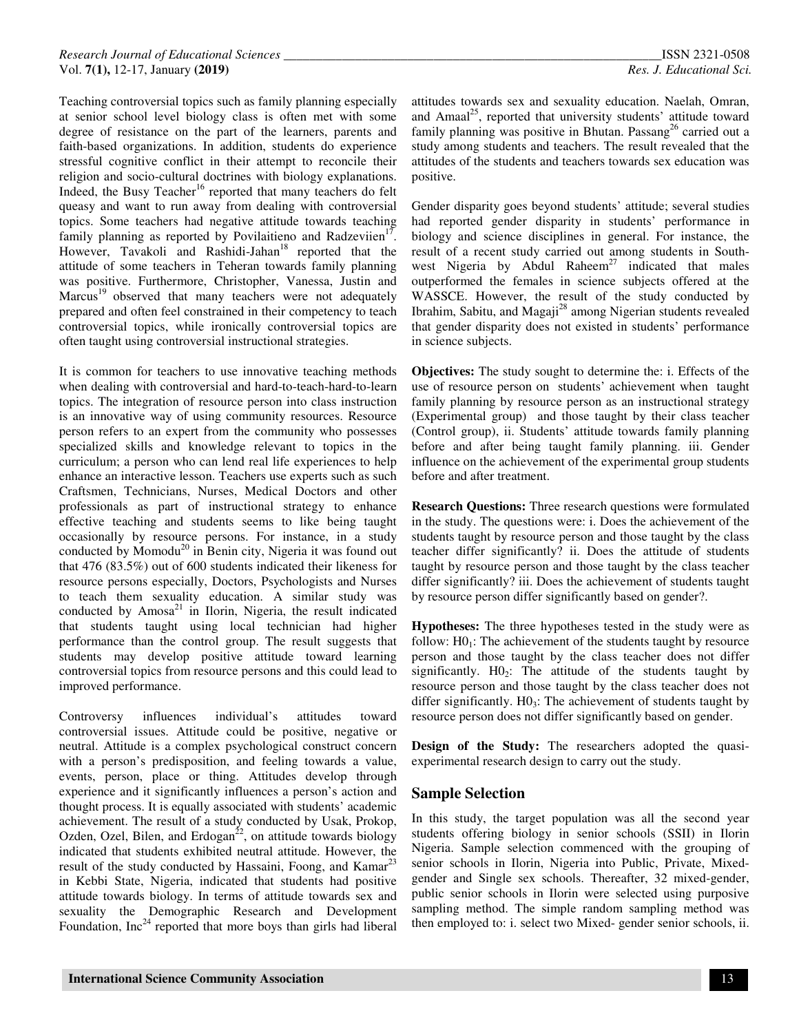Teaching controversial topics such as family planning especially at senior school level biology class is often met with some degree of resistance on the part of the learners, parents and faith-based organizations. In addition, students do experience stressful cognitive conflict in their attempt to reconcile their religion and socio-cultural doctrines with biology explanations. Indeed, the Busy Teacher[16] reported that many teachers do felt queasy and want to run away from dealing with controversial topics. Some teachers had negative attitude towards teaching family planning as reported by Povilaitieno and Radzeviien[17]. However, Tavakoli and Rashidi-Jahan[18] reported that the attitude of some teachers in Teheran towards family planning was positive. Furthermore, Christopher, Vanessa, Justin and Marcus[19] observed that many teachers were not adequately prepared and often feel constrained in their competency to teach controversial topics, while ironically controversial topics are often taught using controversial instructional strategies.

It is common for teachers to use innovative teaching methods when dealing with controversial and hard-to-teach-hard-to-learn topics. The integration of resource person into class instruction is an innovative way of using community resources. Resource person refers to an expert from the community who possesses specialized skills and knowledge relevant to topics in the curriculum; a person who can lend real life experiences to help enhance an interactive lesson. Teachers use experts such as such Craftsmen, Technicians, Nurses, Medical Doctors and other professionals as part of instructional strategy to enhance effective teaching and students seems to like being taught occasionally by resource persons. For instance, in a study conducted by Momodu[20] in Benin city, Nigeria it was found out that 476 (83.5%) out of 600 students indicated their likeness for resource persons especially, Doctors, Psychologists and Nurses to teach them sexuality education. A similar study was conducted by Amosa[21] in Ilorin, Nigeria, the result indicated that students taught using local technician had higher performance than the control group. The result suggests that students may develop positive attitude toward learning controversial topics from resource persons and this could lead to improved performance.

Controversy influences individual's attitudes toward controversial issues. Attitude could be positive, negative or neutral. Attitude is a complex psychological construct concern with a person's predisposition, and feeling towards a value, events, person, place or thing. Attitudes develop through experience and it significantly influences a person's action and thought process. It is equally associated with students' academic achievement. The result of a study conducted by Usak, Prokop, Ozden, Ozel, Bilen, and Erdogan[22], on attitude towards biology indicated that students exhibited neutral attitude. However, the result of the study conducted by Hassaini, Foong, and Kamar[23] in Kebbi State, Nigeria, indicated that students had positive attitude towards biology. In terms of attitude towards sex and sexuality the Demographic Research and Development Foundation, Inc[24] reported that more boys than girls had liberal attitudes towards sex and sexuality education. Naelah, Omran, and Amaal[25], reported that university students' attitude toward family planning was positive in Bhutan. Passang[26] carried out a study among students and teachers. The result revealed that the attitudes of the students and teachers towards sex education was positive.

Gender disparity goes beyond students' attitude; several studies had reported gender disparity in students' performance in biology and science disciplines in general. For instance, the result of a recent study carried out among students in South-west Nigeria by Abdul Raheem[27] indicated that males outperformed the females in science subjects offered at the WASSCE. However, the result of the study conducted by Ibrahim, Sabitu, and Magaji[28] among Nigerian students revealed that gender disparity does not existed in students' performance in science subjects.

**Objectives:** The study sought to determine the: i. Effects of the use of resource person on students' achievement when taught family planning by resource person as an instructional strategy (Experimental group) and those taught by their class teacher (Control group), ii. Students' attitude towards family planning before and after being taught family planning. iii. Gender influence on the achievement of the experimental group students before and after treatment.

**Research Questions:** Three research questions were formulated in the study. The questions were: i. Does the achievement of the students taught by resource person and those taught by the class teacher differ significantly? ii. Does the attitude of students taught by resource person and those taught by the class teacher differ significantly? iii. Does the achievement of students taught by resource person differ significantly based on gender?.

**Hypotheses:** The three hypotheses tested in the study were as follow: $H0_1$: The achievement of the students taught by resource person and those taught by the class teacher does not differ significantly. $H0_2$: The attitude of the students taught by resource person and those taught by the class teacher does not differ significantly. $H0_3$: The achievement of students taught by resource person does not differ significantly based on gender.

**Design of the Study:** The researchers adopted the quasi-experimental research design to carry out the study.

## Sample Selection

In this study, the target population was all the second year students offering biology in senior schools (SSII) in Ilorin Nigeria. Sample selection commenced with the grouping of senior schools in Ilorin, Nigeria into Public, Private, Mixed-gender and Single sex schools. Thereafter, 32 mixed-gender, public senior schools in Ilorin were selected using purposive sampling method. The simple random sampling method was then employed to: i. select two Mixed- gender senior schools, ii.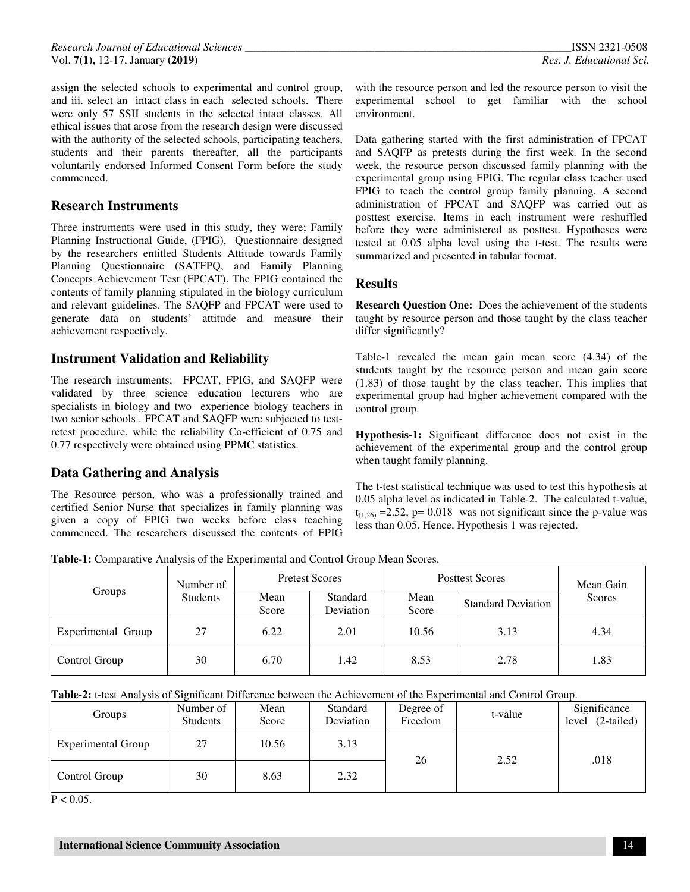assign the selected schools to experimental and control group, and iii. select an intact class in each selected schools. There were only 57 SSII students in the selected intact classes. All ethical issues that arose from the research design were discussed with the authority of the selected schools, participating teachers, students and their parents thereafter, all the participants voluntarily endorsed Informed Consent Form before the study commenced.

## Research Instruments

Three instruments were used in this study, they were; Family Planning Instructional Guide, (FPIG), Questionnaire designed by the researchers entitled Students Attitude towards Family Planning Questionnaire (SATFPQ, and Family Planning Concepts Achievement Test (FPCAT). The FPIG contained the contents of family planning stipulated in the biology curriculum and relevant guidelines. The SAQFP and FPCAT were used to generate data on students' attitude and measure their achievement respectively.

## Instrument Validation and Reliability

The research instruments; FPCAT, FPIG, and SAQFP were validated by three science education lecturers who are specialists in biology and two experience biology teachers in two senior schools . FPCAT and SAQFP were subjected to test-retest procedure, while the reliability Co-efficient of 0.75 and 0.77 respectively were obtained using PPMC statistics.

## Data Gathering and Analysis

The Resource person, who was a professionally trained and certified Senior Nurse that specializes in family planning was given a copy of FPIG two weeks before class teaching commenced. The researchers discussed the contents of FPIG with the resource person and led the resource person to visit the experimental school to get familiar with the school environment.

Data gathering started with the first administration of FPCAT and SAQFP as pretests during the first week. In the second week, the resource person discussed family planning with the experimental group using FPIG. The regular class teacher used FPIG to teach the control group family planning. A second administration of FPCAT and SAQFP was carried out as posttest exercise. Items in each instrument were reshuffled before they were administered as posttest. Hypotheses were tested at 0.05 alpha level using the t-test. The results were summarized and presented in tabular format.

## Results

**Research Question One:** Does the achievement of the students taught by resource person and those taught by the class teacher differ significantly?

Table-1 revealed the mean gain mean score (4.34) of the students taught by the resource person and mean gain score (1.83) of those taught by the class teacher. This implies that experimental group had higher achievement compared with the control group.

**Hypothesis-1:** Significant difference does not exist in the achievement of the experimental group and the control group when taught family planning.

The t-test statistical technique was used to test this hypothesis at 0.05 alpha level as indicated in Table-2. The calculated t-value, $t_{(1,26)}$ =2.52, p= 0.018 was not significant since the p-value was less than 0.05. Hence, Hypothesis 1 was rejected.

**Table-1:** Comparative Analysis of the Experimental and Control Group Mean Scores.

| Groups | Number of Students | Pretest Scores | | Posttest Scores | | Mean Gain Scores |
|---|---|---|---|---|---|---|
| | | Mean Score | Standard Deviation | Mean Score | Standard Deviation | |
| Experimental Group | 27 | 6.22 | 2.01 | 10.56 | 3.13 | 4.34 |
| Control Group | 30 | 6.70 | 1.42 | 8.53 | 2.78 | 1.83 |

**Table-2:** t-test Analysis of Significant Difference between the Achievement of the Experimental and Control Group.

| Groups | Number of Students | Mean Score | Standard Deviation | Degree of Freedom | t-value | Significance level (2-tailed) |
|---|---|---|---|---|---|---|
| Experimental Group | 27 | 10.56 | 3.13 | 26 | 2.52 | .018 |
| Control Group | 30 | 8.63 | 2.32 | | | |

$P < 0.05$.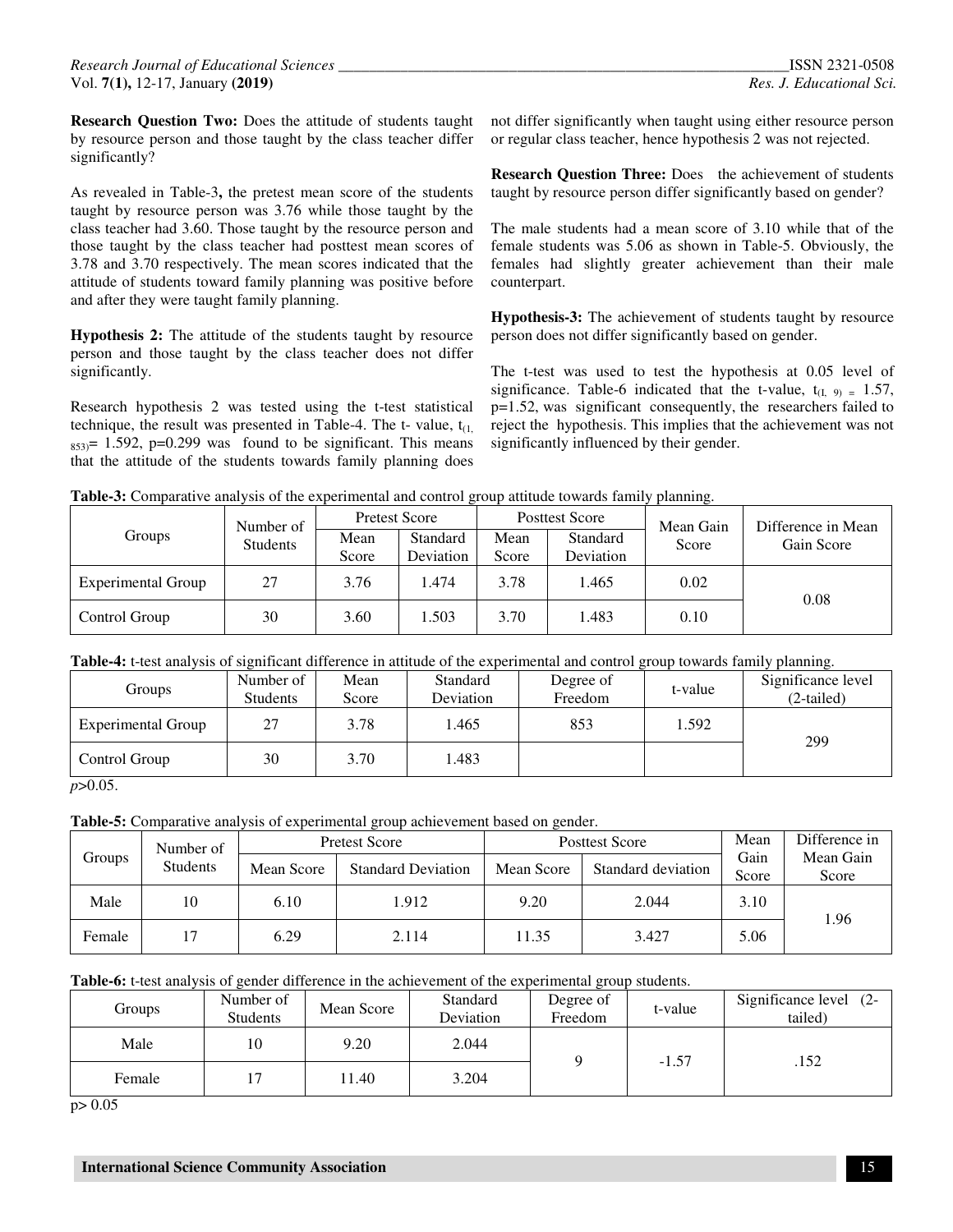**Research Question Two:** Does the attitude of students taught by resource person and those taught by the class teacher differ significantly?

As revealed in Table-3**,** the pretest mean score of the students taught by resource person was 3.76 while those taught by the class teacher had 3.60. Those taught by the resource person and those taught by the class teacher had posttest mean scores of 3.78 and 3.70 respectively. The mean scores indicated that the attitude of students toward family planning was positive before and after they were taught family planning.

**Hypothesis 2:** The attitude of the students taught by resource person and those taught by the class teacher does not differ significantly.

Research hypothesis 2 was tested using the t-test statistical technique, the result was presented in Table-4. The t- value, $t_{(1, 853)}$= 1.592, p=0.299 was found to be significant. This means that the attitude of the students towards family planning does not differ significantly when taught using either resource person or regular class teacher, hence hypothesis 2 was not rejected.

**Research Question Three:** Does the achievement of students taught by resource person differ significantly based on gender?

The male students had a mean score of 3.10 while that of the female students was 5.06 as shown in Table-5. Obviously, the females had slightly greater achievement than their male counterpart.

**Hypothesis-3:** The achievement of students taught by resource person does not differ significantly based on gender.

The t-test was used to test the hypothesis at 0.05 level of significance. Table-6 indicated that the t-value, $t_{(I, 9)}$ = 1.57, p=1.52, was significant consequently, the researchers failed to reject the hypothesis. This implies that the achievement was not significantly influenced by their gender.

**Table-3:** Comparative analysis of the experimental and control group attitude towards family planning.

| Groups | Number of Students | Pretest Score | | Posttest Score | | Mean Gain Score | Difference in Mean Gain Score |
|---|---|---|---|---|---|---|---|
| | | Mean Score | Standard Deviation | Mean Score | Standard Deviation | | |
| Experimental Group | 27 | 3.76 | 1.474 | 3.78 | 1.465 | 0.02 | 0.08 |
| Control Group | 30 | 3.60 | 1.503 | 3.70 | 1.483 | 0.10 | |

**Table-4:** t-test analysis of significant difference in attitude of the experimental and control group towards family planning.

| Groups | Number of Students | Mean Score | Standard Deviation | Degree of Freedom | t-value | Significance level (2-tailed) |
|---|---|---|---|---|---|---|
| Experimental Group | 27 | 3.78 | 1.465 | 853 | 1.592 | 299 |
| Control Group | 30 | 3.70 | 1.483 | | | |

$p>0.05$.

**Table-5:** Comparative analysis of experimental group achievement based on gender.

| Groups | Number of Students | Pretest Score | | Posttest Score | | Mean Gain Score | Difference in Mean Gain Score |
|---|---|---|---|---|---|---|---|
| | | Mean Score | Standard Deviation | Mean Score | Standard deviation | | |
| Male | 10 | 6.10 | 1.912 | 9.20 | 2.044 | 3.10 | 1.96 |
| Female | 17 | 6.29 | 2.114 | 11.35 | 3.427 | 5.06 | |

**Table-6:** t-test analysis of gender difference in the achievement of the experimental group students.

| Groups | Number of Students | Mean Score | Standard Deviation | Degree of Freedom | t-value | Significance level (2-tailed) |
|---|---|---|---|---|---|---|
| Male | 10 | 9.20 | 2.044 | 9 | -1.57 | .152 |
| Female | 17 | 11.40 | 3.204 | | | |

$p > 0.05$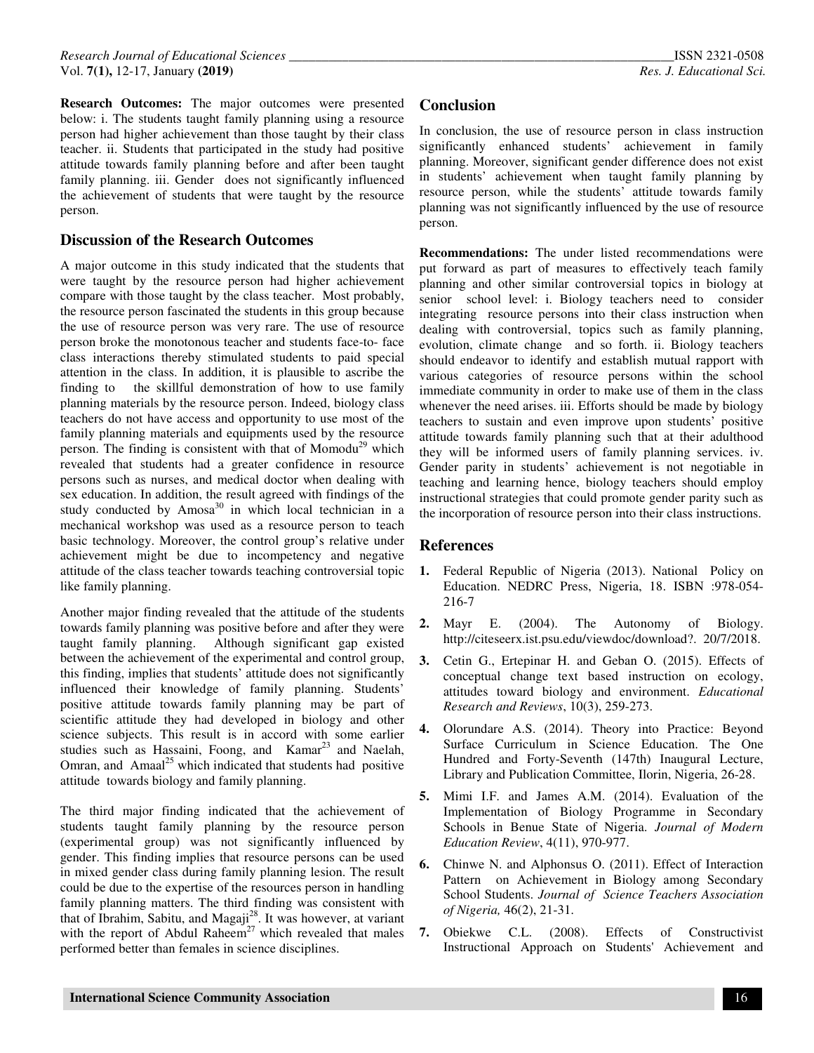**Research Outcomes:** The major outcomes were presented below: i. The students taught family planning using a resource person had higher achievement than those taught by their class teacher. ii. Students that participated in the study had positive attitude towards family planning before and after been taught family planning. iii. Gender does not significantly influenced the achievement of students that were taught by the resource person.

## Discussion of the Research Outcomes

A major outcome in this study indicated that the students that were taught by the resource person had higher achievement compare with those taught by the class teacher. Most probably, the resource person fascinated the students in this group because the use of resource person was very rare. The use of resource person broke the monotonous teacher and students face-to- face class interactions thereby stimulated students to paid special attention in the class. In addition, it is plausible to ascribe the finding to the skillful demonstration of how to use family planning materials by the resource person. Indeed, biology class teachers do not have access and opportunity to use most of the family planning materials and equipments used by the resource person. The finding is consistent with that of Momodu[29] which revealed that students had a greater confidence in resource persons such as nurses, and medical doctor when dealing with sex education. In addition, the result agreed with findings of the study conducted by Amosa[30] in which local technician in a mechanical workshop was used as a resource person to teach basic technology. Moreover, the control group's relative under achievement might be due to incompetency and negative attitude of the class teacher towards teaching controversial topic like family planning.

Another major finding revealed that the attitude of the students towards family planning was positive before and after they were taught family planning. Although significant gap existed between the achievement of the experimental and control group, this finding, implies that students' attitude does not significantly influenced their knowledge of family planning. Students' positive attitude towards family planning may be part of scientific attitude they had developed in biology and other science subjects. This result is in accord with some earlier studies such as Hassaini, Foong, and Kamar[23] and Naelah, Omran, and Amaal[25] which indicated that students had positive attitude towards biology and family planning.

The third major finding indicated that the achievement of students taught family planning by the resource person (experimental group) was not significantly influenced by gender. This finding implies that resource persons can be used in mixed gender class during family planning lesion. The result could be due to the expertise of the resources person in handling family planning matters. The third finding was consistent with that of Ibrahim, Sabitu, and Magaji[28]. It was however, at variant with the report of Abdul Raheem[27] which revealed that males performed better than females in science disciplines.

## Conclusion

In conclusion, the use of resource person in class instruction significantly enhanced students' achievement in family planning. Moreover, significant gender difference does not exist in students' achievement when taught family planning by resource person, while the students' attitude towards family planning was not significantly influenced by the use of resource person.

**Recommendations:** The under listed recommendations were put forward as part of measures to effectively teach family planning and other similar controversial topics in biology at senior school level: i. Biology teachers need to consider integrating resource persons into their class instruction when dealing with controversial, topics such as family planning, evolution, climate change and so forth. ii. Biology teachers should endeavor to identify and establish mutual rapport with various categories of resource persons within the school immediate community in order to make use of them in the class whenever the need arises. iii. Efforts should be made by biology teachers to sustain and even improve upon students' positive attitude towards family planning such that at their adulthood they will be informed users of family planning services. iv. Gender parity in students' achievement is not negotiable in teaching and learning hence, biology teachers should employ instructional strategies that could promote gender parity such as the incorporation of resource person into their class instructions.

## References

1. Federal Republic of Nigeria (2013). National Policy on Education. NEDRC Press, Nigeria, 18. ISBN :978-054-216-7
2. Mayr E. (2004). The Autonomy of Biology. http://citeseerx.ist.psu.edu/viewdoc/download?. 20/7/2018.
3. Cetin G., Ertepinar H. and Geban O. (2015). Effects of conceptual change text based instruction on ecology, attitudes toward biology and environment. *Educational Research and Reviews*, 10(3), 259-273.
4. Olorundare A.S. (2014). Theory into Practice: Beyond Surface Curriculum in Science Education. The One Hundred and Forty-Seventh (147th) Inaugural Lecture, Library and Publication Committee, Ilorin, Nigeria, 26-28.
5. Mimi I.F. and James A.M. (2014). Evaluation of the Implementation of Biology Programme in Secondary Schools in Benue State of Nigeria. *Journal of Modern Education Review*, 4(11), 970-977.
6. Chinwe N. and Alphonsus O. (2011). Effect of Interaction Pattern on Achievement in Biology among Secondary School Students. *Journal of Science Teachers Association of Nigeria,* 46(2), 21-31.
7. Obiekwe C.L. (2008). Effects of Constructivist Instructional Approach on Students' Achievement and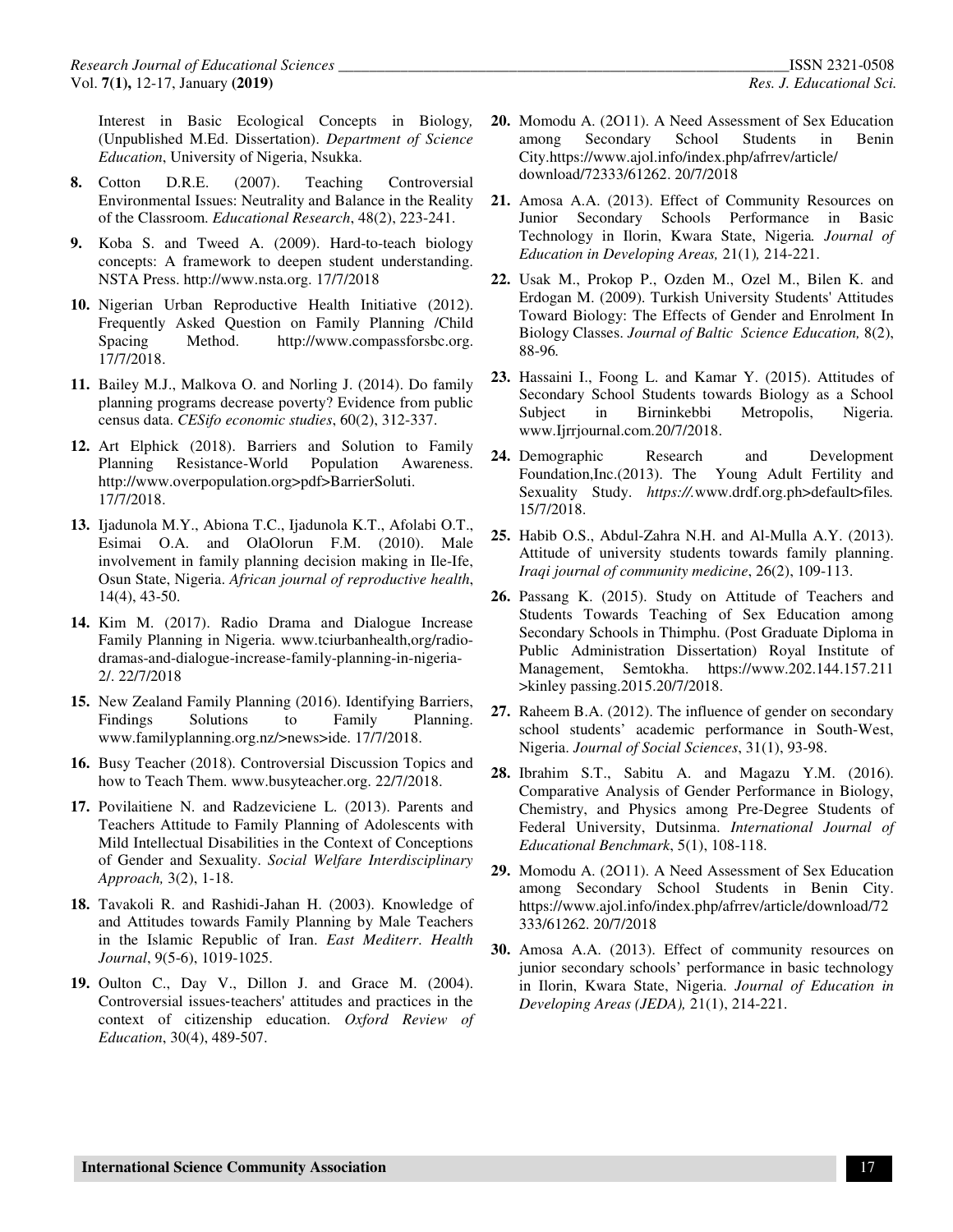Interest in Basic Ecological Concepts in Biology, (Unpublished M.Ed. Dissertation). *Department of Science Education*, University of Nigeria, Nsukka.

**8.** Cotton D.R.E. (2007). Teaching Controversial Environmental Issues: Neutrality and Balance in the Reality of the Classroom. *Educational Research*, 48(2), 223-241.

**9.** Koba S. and Tweed A. (2009). Hard-to-teach biology concepts: A framework to deepen student understanding. NSTA Press. http://www.nsta.org. 17/7/2018

**10.** Nigerian Urban Reproductive Health Initiative (2012). Frequently Asked Question on Family Planning /Child Spacing Method. http://www.compassforsbc.org. 17/7/2018.

**11.** Bailey M.J., Malkova O. and Norling J. (2014). Do family planning programs decrease poverty? Evidence from public census data. *CESifo economic studies*, 60(2), 312-337.

**12.** Art Elphick (2018). Barriers and Solution to Family Planning Resistance-World Population Awareness. http://www.overpopulation.org>pdf>BarrierSoluti. 17/7/2018.

**13.** Ijadunola M.Y., Abiona T.C., Ijadunola K.T., Afolabi O.T., Esimai O.A. and OlaOlorun F.M. (2010). Male involvement in family planning decision making in Ile-Ife, Osun State, Nigeria. *African journal of reproductive health*, 14(4), 43-50.

**14.** Kim M. (2017). Radio Drama and Dialogue Increase Family Planning in Nigeria. www.tciurbanhealth,org/radio-dramas-and-dialogue-increase-family-planning-in-nigeria-2/. 22/7/2018

**15.** New Zealand Family Planning (2016). Identifying Barriers, Findings Solutions to Family Planning. www.familyplanning.org.nz/>news>ide. 17/7/2018.

**16.** Busy Teacher (2018). Controversial Discussion Topics and how to Teach Them. www.busyteacher.org. 22/7/2018.

**17.** Povilaitiene N. and Radzeviciene L. (2013). Parents and Teachers Attitude to Family Planning of Adolescents with Mild Intellectual Disabilities in the Context of Conceptions of Gender and Sexuality. *Social Welfare Interdisciplinary Approach,* 3(2), 1-18.

**18.** Tavakoli R. and Rashidi-Jahan H. (2003). Knowledge of and Attitudes towards Family Planning by Male Teachers in the Islamic Republic of Iran. *East Mediterr. Health Journal*, 9(5-6), 1019-1025.

**19.** Oulton C., Day V., Dillon J. and Grace M. (2004). Controversial issues-teachers' attitudes and practices in the context of citizenship education. *Oxford Review of Education*, 30(4), 489-507.

**20.** Momodu A. (2O11). A Need Assessment of Sex Education among Secondary School Students in Benin City.https://www.ajol.info/index.php/afrrev/article/download/72333/61262. 20/7/2018

**21.** Amosa A.A. (2013). Effect of Community Resources on Junior Secondary Schools Performance in Basic Technology in Ilorin, Kwara State, Nigeria*. Journal of Education in Developing Areas,* 21(1)*,* 214-221.

**22.** Usak M., Prokop P., Ozden M., Ozel M., Bilen K. and Erdogan M. (2009). Turkish University Students' Attitudes Toward Biology: The Effects of Gender and Enrolment In Biology Classes. *Journal of Baltic Science Education,* 8(2), 88-96*.*

**23.** Hassaini I., Foong L. and Kamar Y. (2015). Attitudes of Secondary School Students towards Biology as a School Subject in Birninkebbi Metropolis, Nigeria. www.Ijrrjournal.com.20/7/2018.

**24.** Demographic Research and Development Foundation,Inc.(2013). The Young Adult Fertility and Sexuality Study. *https://.*www.drdf.org.ph>default>files*.* 15/7/2018.

**25.** Habib O.S., Abdul-Zahra N.H. and Al-Mulla A.Y. (2013). Attitude of university students towards family planning. *Iraqi journal of community medicine*, 26(2), 109-113.

**26.** Passang K. (2015). Study on Attitude of Teachers and Students Towards Teaching of Sex Education among Secondary Schools in Thimphu. (Post Graduate Diploma in Public Administration Dissertation) Royal Institute of Management, Semtokha. https://www.202.144.157.211 >kinley passing.2015.20/7/2018.

**27.** Raheem B.A. (2012). The influence of gender on secondary school students' academic performance in South-West, Nigeria. *Journal of Social Sciences*, 31(1), 93-98.

**28.** Ibrahim S.T., Sabitu A. and Magazu Y.M. (2016). Comparative Analysis of Gender Performance in Biology, Chemistry, and Physics among Pre-Degree Students of Federal University, Dutsinma. *International Journal of Educational Benchmark*, 5(1), 108-118.

**29.** Momodu A. (2O11). A Need Assessment of Sex Education among Secondary School Students in Benin City. https://www.ajol.info/index.php/afrrev/article/download/72333/61262. 20/7/2018

**30.** Amosa A.A. (2013). Effect of community resources on junior secondary schools' performance in basic technology in Ilorin, Kwara State, Nigeria. *Journal of Education in Developing Areas (JEDA),* 21(1), 214-221.